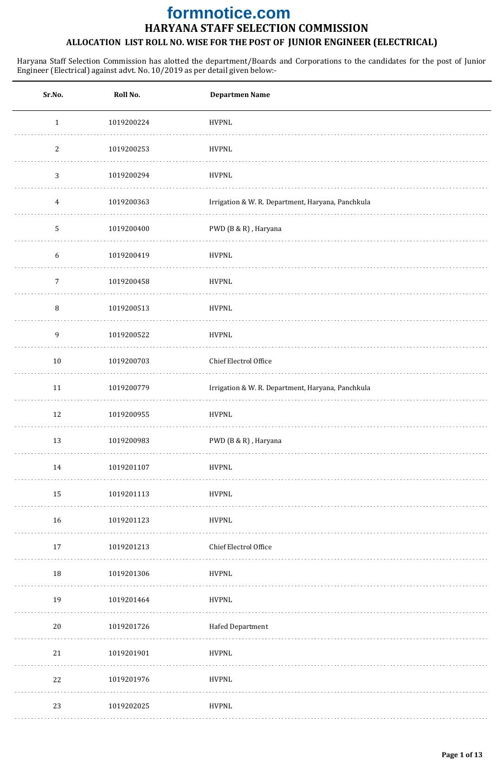formnotice.com

# HARYANA STAFF SELECTION COMMISSION

## ALLOCATION LIST ROLL NO. WISE FOR THE POST OF JUNIOR ENGINEER (ELECTRICAL)

Haryana Staff Selection Commission has alotted the department/Boards and Corporations to the candidates for the post of Junior Engineer (Electrical) against advt. No. 10/2019 as per detail given below:-

| Sr.No. | Roll No. | Departmen Name |
|---|---|---|
| 1 | 1019200224 | HVPNL |
| 2 | 1019200253 | HVPNL |
| 3 | 1019200294 | HVPNL |
| 4 | 1019200363 | Irrigation & W. R. Department, Haryana, Panchkula |
| 5 | 1019200400 | PWD (B & R) , Haryana |
| 6 | 1019200419 | HVPNL |
| 7 | 1019200458 | HVPNL |
| 8 | 1019200513 | HVPNL |
| 9 | 1019200522 | HVPNL |
| 10 | 1019200703 | Chief Electrol Office |
| 11 | 1019200779 | Irrigation & W. R. Department, Haryana, Panchkula |
| 12 | 1019200955 | HVPNL |
| 13 | 1019200983 | PWD (B & R) , Haryana |
| 14 | 1019201107 | HVPNL |
| 15 | 1019201113 | HVPNL |
| 16 | 1019201123 | HVPNL |
| 17 | 1019201213 | Chief Electrol Office |
| 18 | 1019201306 | HVPNL |
| 19 | 1019201464 | HVPNL |
| 20 | 1019201726 | Hafed Department |
| 21 | 1019201901 | HVPNL |
| 22 | 1019201976 | HVPNL |
| 23 | 1019202025 | HVPNL |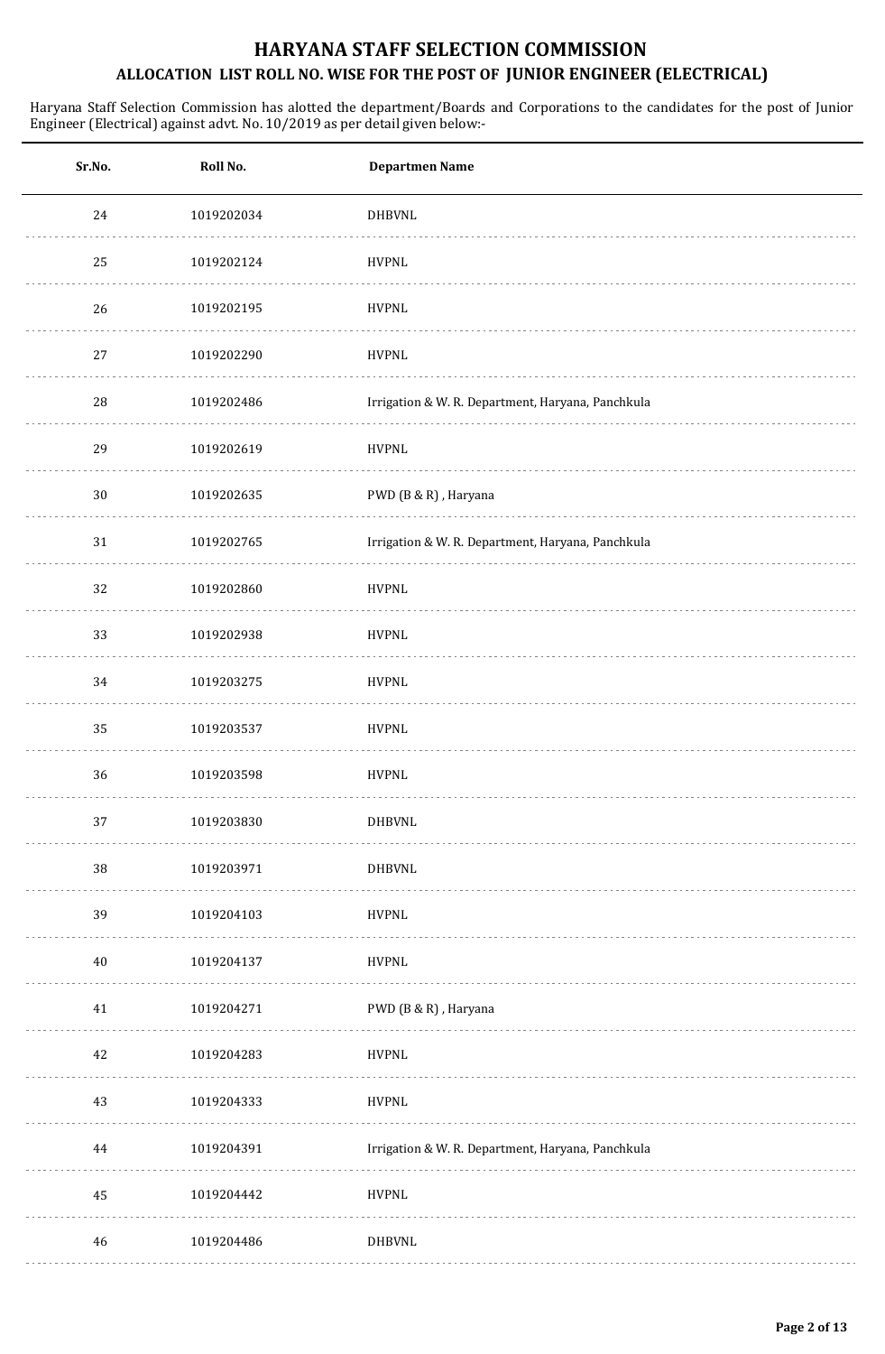# HARYANA STAFF SELECTION COMMISSION

## ALLOCATION LIST ROLL NO. WISE FOR THE POST OF JUNIOR ENGINEER (ELECTRICAL)

Haryana Staff Selection Commission has alotted the department/Boards and Corporations to the candidates for the post of Junior Engineer (Electrical) against advt. No. 10/2019 as per detail given below:-

| Sr.No. | Roll No. | Departmen Name |
|---|---|---|
| 24 | 1019202034 | DHBVNL |
| 25 | 1019202124 | HVPNL |
| 26 | 1019202195 | HVPNL |
| 27 | 1019202290 | HVPNL |
| 28 | 1019202486 | Irrigation & W. R. Department, Haryana, Panchkula |
| 29 | 1019202619 | HVPNL |
| 30 | 1019202635 | PWD (B & R) , Haryana |
| 31 | 1019202765 | Irrigation & W. R. Department, Haryana, Panchkula |
| 32 | 1019202860 | HVPNL |
| 33 | 1019202938 | HVPNL |
| 34 | 1019203275 | HVPNL |
| 35 | 1019203537 | HVPNL |
| 36 | 1019203598 | HVPNL |
| 37 | 1019203830 | DHBVNL |
| 38 | 1019203971 | DHBVNL |
| 39 | 1019204103 | HVPNL |
| 40 | 1019204137 | HVPNL |
| 41 | 1019204271 | PWD (B & R) , Haryana |
| 42 | 1019204283 | HVPNL |
| 43 | 1019204333 | HVPNL |
| 44 | 1019204391 | Irrigation & W. R. Department, Haryana, Panchkula |
| 45 | 1019204442 | HVPNL |
| 46 | 1019204486 | DHBVNL |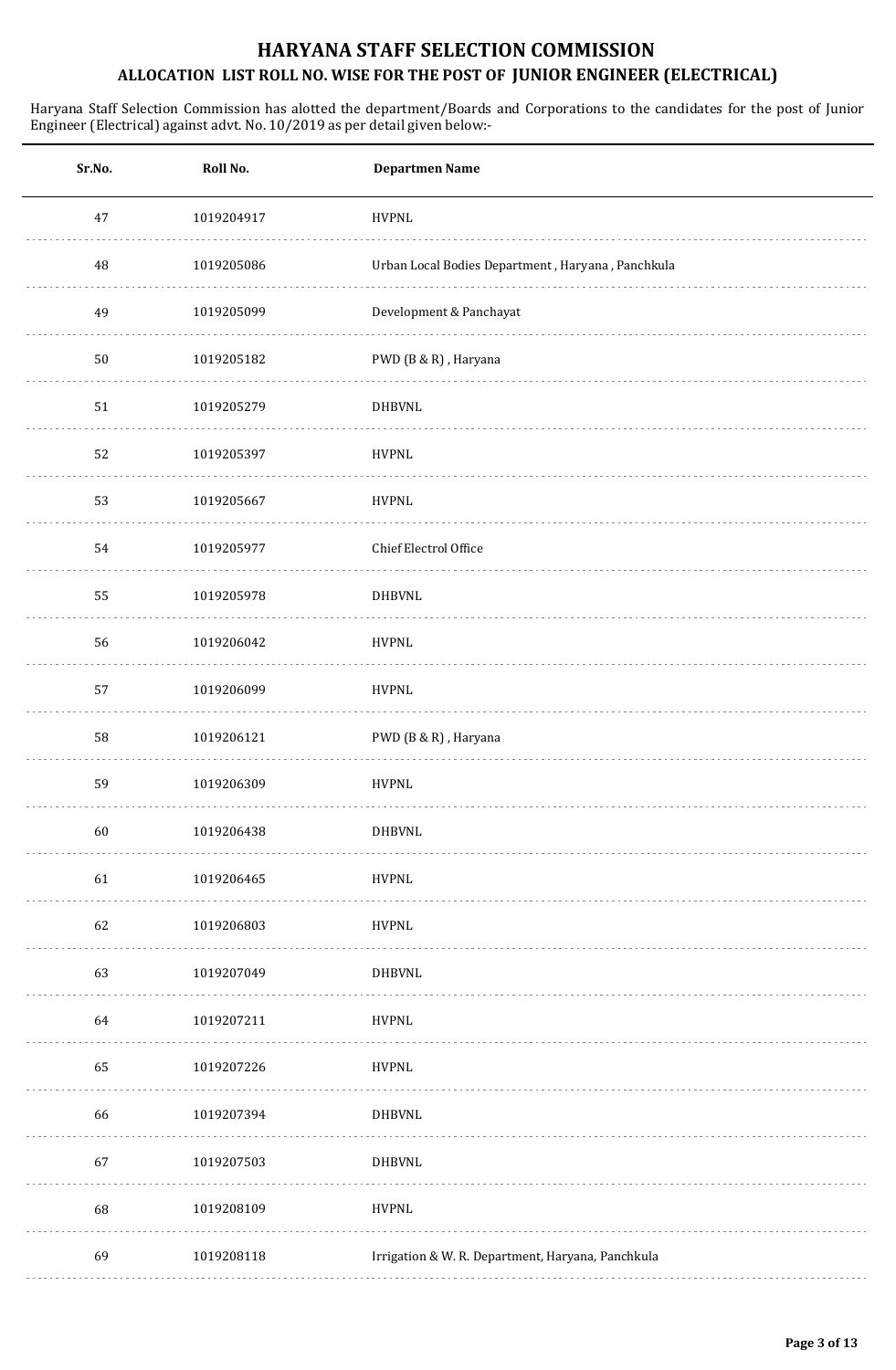# HARYANA STAFF SELECTION COMMISSION

## ALLOCATION LIST ROLL NO. WISE FOR THE POST OF JUNIOR ENGINEER (ELECTRICAL)

Haryana Staff Selection Commission has alotted the department/Boards and Corporations to the candidates for the post of Junior Engineer (Electrical) against advt. No. 10/2019 as per detail given below:-

| Sr.No. | Roll No. | Departmen Name |
|---|---|---|
| 47 | 1019204917 | HVPNL |
| 48 | 1019205086 | Urban Local Bodies Department , Haryana , Panchkula |
| 49 | 1019205099 | Development & Panchayat |
| 50 | 1019205182 | PWD (B & R) , Haryana |
| 51 | 1019205279 | DHBVNL |
| 52 | 1019205397 | HVPNL |
| 53 | 1019205667 | HVPNL |
| 54 | 1019205977 | Chief Electrol Office |
| 55 | 1019205978 | DHBVNL |
| 56 | 1019206042 | HVPNL |
| 57 | 1019206099 | HVPNL |
| 58 | 1019206121 | PWD (B & R) , Haryana |
| 59 | 1019206309 | HVPNL |
| 60 | 1019206438 | DHBVNL |
| 61 | 1019206465 | HVPNL |
| 62 | 1019206803 | HVPNL |
| 63 | 1019207049 | DHBVNL |
| 64 | 1019207211 | HVPNL |
| 65 | 1019207226 | HVPNL |
| 66 | 1019207394 | DHBVNL |
| 67 | 1019207503 | DHBVNL |
| 68 | 1019208109 | HVPNL |
| 69 | 1019208118 | Irrigation & W. R. Department, Haryana, Panchkula |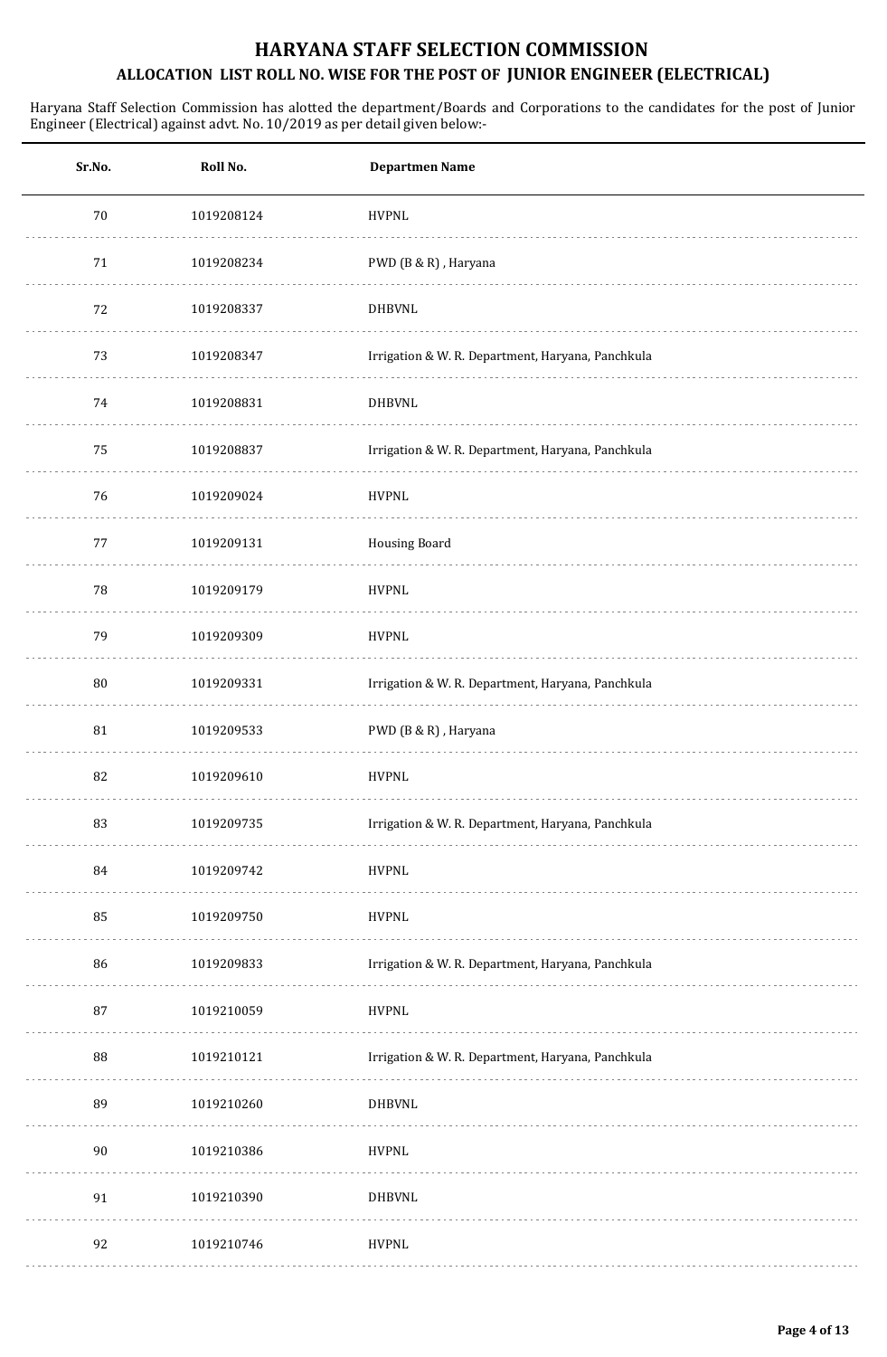# HARYANA STAFF SELECTION COMMISSION

## ALLOCATION LIST ROLL NO. WISE FOR THE POST OF JUNIOR ENGINEER (ELECTRICAL)

Haryana Staff Selection Commission has alotted the department/Boards and Corporations to the candidates for the post of Junior Engineer (Electrical) against advt. No. 10/2019 as per detail given below:-

| Sr.No. | Roll No. | Departmen Name |
|---|---|---|
| 70 | 1019208124 | HVPNL |
| 71 | 1019208234 | PWD (B & R) , Haryana |
| 72 | 1019208337 | DHBVNL |
| 73 | 1019208347 | Irrigation & W. R. Department, Haryana, Panchkula |
| 74 | 1019208831 | DHBVNL |
| 75 | 1019208837 | Irrigation & W. R. Department, Haryana, Panchkula |
| 76 | 1019209024 | HVPNL |
| 77 | 1019209131 | Housing Board |
| 78 | 1019209179 | HVPNL |
| 79 | 1019209309 | HVPNL |
| 80 | 1019209331 | Irrigation & W. R. Department, Haryana, Panchkula |
| 81 | 1019209533 | PWD (B & R) , Haryana |
| 82 | 1019209610 | HVPNL |
| 83 | 1019209735 | Irrigation & W. R. Department, Haryana, Panchkula |
| 84 | 1019209742 | HVPNL |
| 85 | 1019209750 | HVPNL |
| 86 | 1019209833 | Irrigation & W. R. Department, Haryana, Panchkula |
| 87 | 1019210059 | HVPNL |
| 88 | 1019210121 | Irrigation & W. R. Department, Haryana, Panchkula |
| 89 | 1019210260 | DHBVNL |
| 90 | 1019210386 | HVPNL |
| 91 | 1019210390 | DHBVNL |
| 92 | 1019210746 | HVPNL |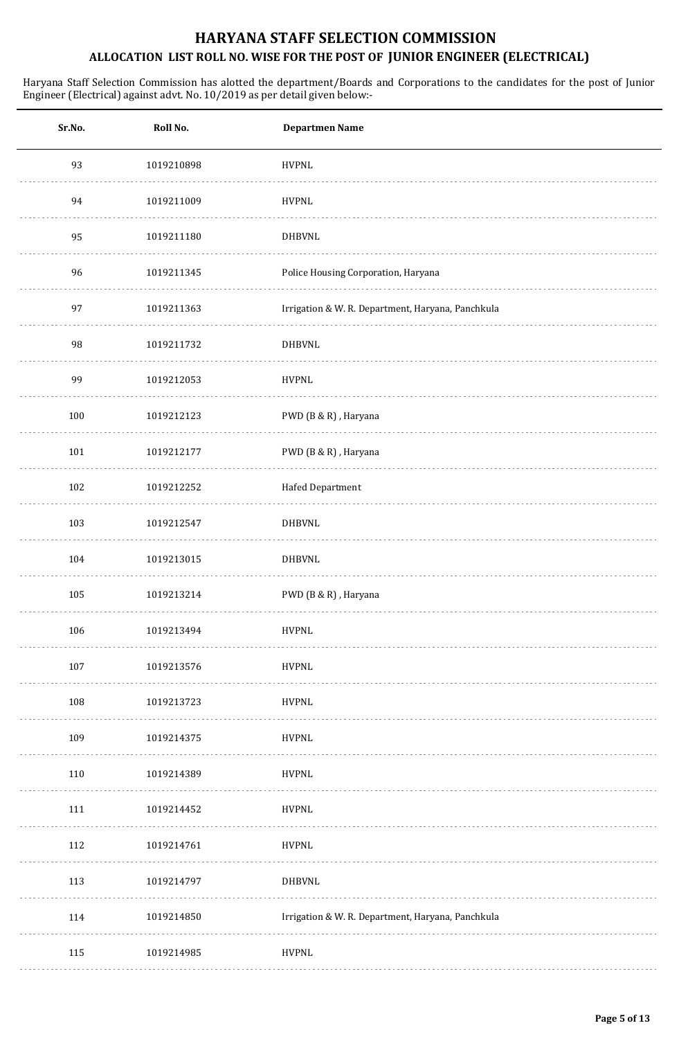# HARYANA STAFF SELECTION COMMISSION

## ALLOCATION LIST ROLL NO. WISE FOR THE POST OF JUNIOR ENGINEER (ELECTRICAL)

Haryana Staff Selection Commission has alotted the department/Boards and Corporations to the candidates for the post of Junior Engineer (Electrical) against advt. No. 10/2019 as per detail given below:-

| Sr.No. | Roll No. | Departmen Name |
|---|---|---|
| 93 | 1019210898 | HVPNL |
| 94 | 1019211009 | HVPNL |
| 95 | 1019211180 | DHBVNL |
| 96 | 1019211345 | Police Housing Corporation, Haryana |
| 97 | 1019211363 | Irrigation & W. R. Department, Haryana, Panchkula |
| 98 | 1019211732 | DHBVNL |
| 99 | 1019212053 | HVPNL |
| 100 | 1019212123 | PWD (B & R) , Haryana |
| 101 | 1019212177 | PWD (B & R) , Haryana |
| 102 | 1019212252 | Hafed Department |
| 103 | 1019212547 | DHBVNL |
| 104 | 1019213015 | DHBVNL |
| 105 | 1019213214 | PWD (B & R) , Haryana |
| 106 | 1019213494 | HVPNL |
| 107 | 1019213576 | HVPNL |
| 108 | 1019213723 | HVPNL |
| 109 | 1019214375 | HVPNL |
| 110 | 1019214389 | HVPNL |
| 111 | 1019214452 | HVPNL |
| 112 | 1019214761 | HVPNL |
| 113 | 1019214797 | DHBVNL |
| 114 | 1019214850 | Irrigation & W. R. Department, Haryana, Panchkula |
| 115 | 1019214985 | HVPNL |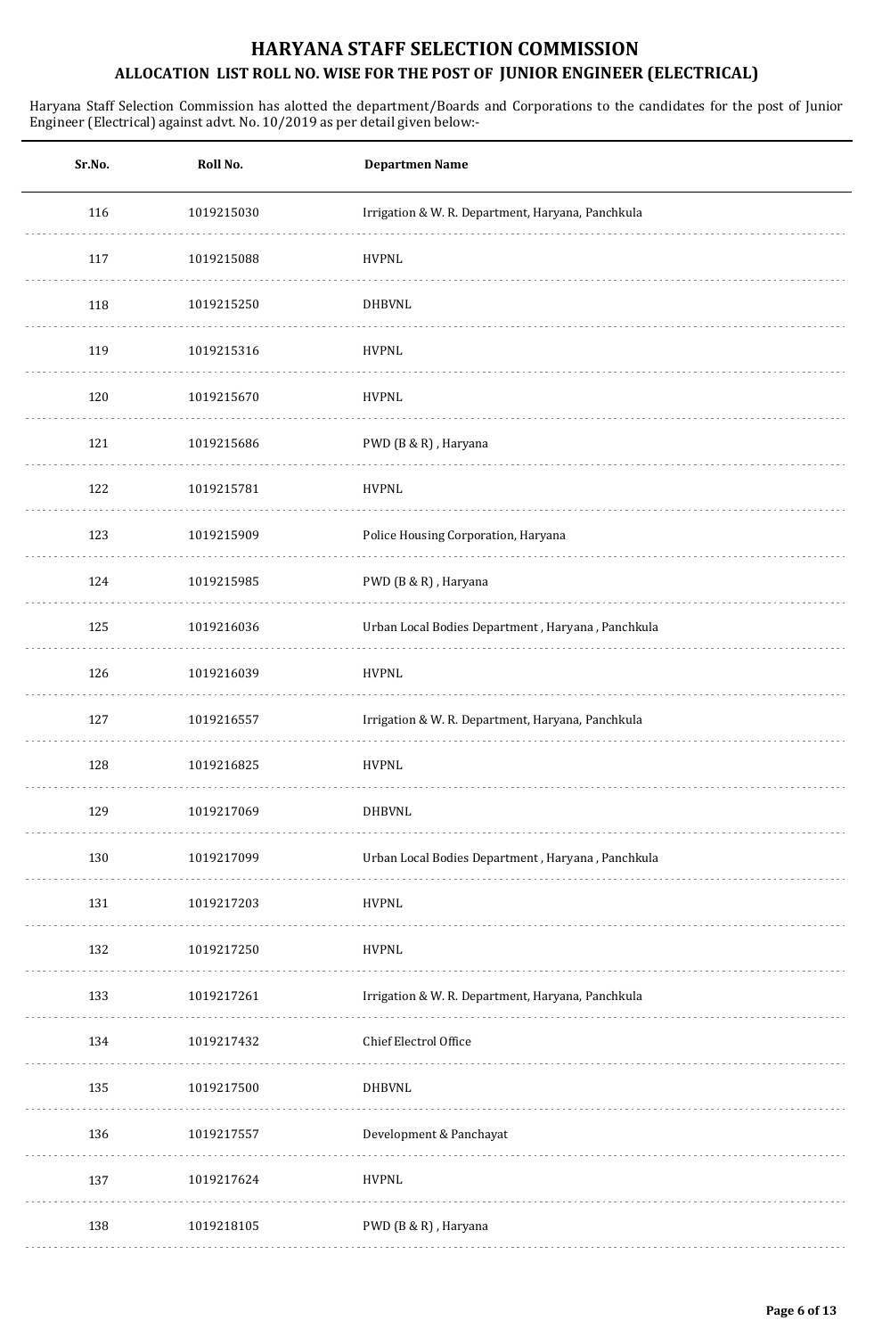# HARYANA STAFF SELECTION COMMISSION

## ALLOCATION LIST ROLL NO. WISE FOR THE POST OF JUNIOR ENGINEER (ELECTRICAL)

Haryana Staff Selection Commission has alotted the department/Boards and Corporations to the candidates for the post of Junior Engineer (Electrical) against advt. No. 10/2019 as per detail given below:-

| Sr.No. | Roll No. | Departmen Name |
|---|---|---|
| 116 | 1019215030 | Irrigation & W. R. Department, Haryana, Panchkula |
| 117 | 1019215088 | HVPNL |
| 118 | 1019215250 | DHBVNL |
| 119 | 1019215316 | HVPNL |
| 120 | 1019215670 | HVPNL |
| 121 | 1019215686 | PWD (B & R) , Haryana |
| 122 | 1019215781 | HVPNL |
| 123 | 1019215909 | Police Housing Corporation, Haryana |
| 124 | 1019215985 | PWD (B & R) , Haryana |
| 125 | 1019216036 | Urban Local Bodies Department , Haryana , Panchkula |
| 126 | 1019216039 | HVPNL |
| 127 | 1019216557 | Irrigation & W. R. Department, Haryana, Panchkula |
| 128 | 1019216825 | HVPNL |
| 129 | 1019217069 | DHBVNL |
| 130 | 1019217099 | Urban Local Bodies Department , Haryana , Panchkula |
| 131 | 1019217203 | HVPNL |
| 132 | 1019217250 | HVPNL |
| 133 | 1019217261 | Irrigation & W. R. Department, Haryana, Panchkula |
| 134 | 1019217432 | Chief Electrol Office |
| 135 | 1019217500 | DHBVNL |
| 136 | 1019217557 | Development & Panchayat |
| 137 | 1019217624 | HVPNL |
| 138 | 1019218105 | PWD (B & R) , Haryana |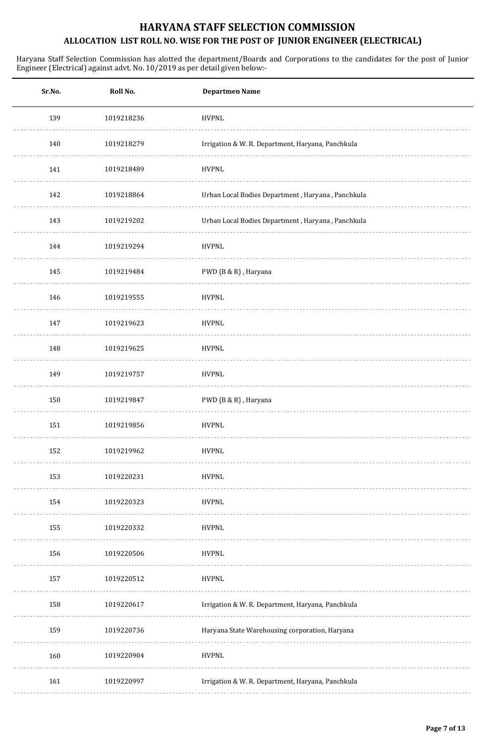# HARYANA STAFF SELECTION COMMISSION

## ALLOCATION LIST ROLL NO. WISE FOR THE POST OF JUNIOR ENGINEER (ELECTRICAL)

Haryana Staff Selection Commission has alotted the department/Boards and Corporations to the candidates for the post of Junior Engineer (Electrical) against advt. No. 10/2019 as per detail given below:-

| Sr.No. | Roll No. | Departmen Name |
|---|---|---|
| 139 | 1019218236 | HVPNL |
| 140 | 1019218279 | Irrigation & W. R. Department, Haryana, Panchkula |
| 141 | 1019218489 | HVPNL |
| 142 | 1019218864 | Urban Local Bodies Department , Haryana , Panchkula |
| 143 | 1019219202 | Urban Local Bodies Department , Haryana , Panchkula |
| 144 | 1019219294 | HVPNL |
| 145 | 1019219484 | PWD (B & R) , Haryana |
| 146 | 1019219555 | HVPNL |
| 147 | 1019219623 | HVPNL |
| 148 | 1019219625 | HVPNL |
| 149 | 1019219757 | HVPNL |
| 150 | 1019219847 | PWD (B & R) , Haryana |
| 151 | 1019219856 | HVPNL |
| 152 | 1019219962 | HVPNL |
| 153 | 1019220231 | HVPNL |
| 154 | 1019220323 | HVPNL |
| 155 | 1019220332 | HVPNL |
| 156 | 1019220506 | HVPNL |
| 157 | 1019220512 | HVPNL |
| 158 | 1019220617 | Irrigation & W. R. Department, Haryana, Panchkula |
| 159 | 1019220736 | Haryana State Warehousing corporation, Haryana |
| 160 | 1019220904 | HVPNL |
| 161 | 1019220997 | Irrigation & W. R. Department, Haryana, Panchkula |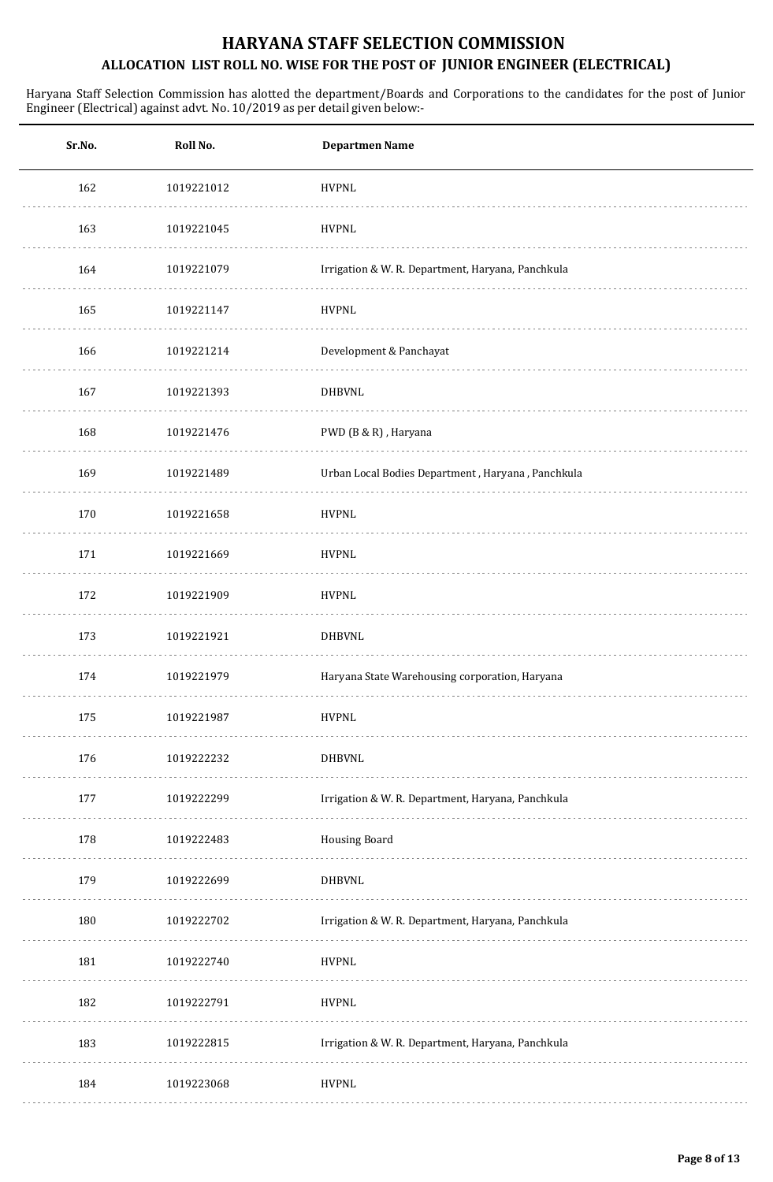# HARYANA STAFF SELECTION COMMISSION

## ALLOCATION LIST ROLL NO. WISE FOR THE POST OF JUNIOR ENGINEER (ELECTRICAL)

Haryana Staff Selection Commission has alotted the department/Boards and Corporations to the candidates for the post of Junior Engineer (Electrical) against advt. No. 10/2019 as per detail given below:-

| Sr.No. | Roll No. | Departmen Name |
|---|---|---|
| 162 | 1019221012 | HVPNL |
| 163 | 1019221045 | HVPNL |
| 164 | 1019221079 | Irrigation & W. R. Department, Haryana, Panchkula |
| 165 | 1019221147 | HVPNL |
| 166 | 1019221214 | Development & Panchayat |
| 167 | 1019221393 | DHBVNL |
| 168 | 1019221476 | PWD (B & R) , Haryana |
| 169 | 1019221489 | Urban Local Bodies Department , Haryana , Panchkula |
| 170 | 1019221658 | HVPNL |
| 171 | 1019221669 | HVPNL |
| 172 | 1019221909 | HVPNL |
| 173 | 1019221921 | DHBVNL |
| 174 | 1019221979 | Haryana State Warehousing corporation, Haryana |
| 175 | 1019221987 | HVPNL |
| 176 | 1019222232 | DHBVNL |
| 177 | 1019222299 | Irrigation & W. R. Department, Haryana, Panchkula |
| 178 | 1019222483 | Housing Board |
| 179 | 1019222699 | DHBVNL |
| 180 | 1019222702 | Irrigation & W. R. Department, Haryana, Panchkula |
| 181 | 1019222740 | HVPNL |
| 182 | 1019222791 | HVPNL |
| 183 | 1019222815 | Irrigation & W. R. Department, Haryana, Panchkula |
| 184 | 1019223068 | HVPNL |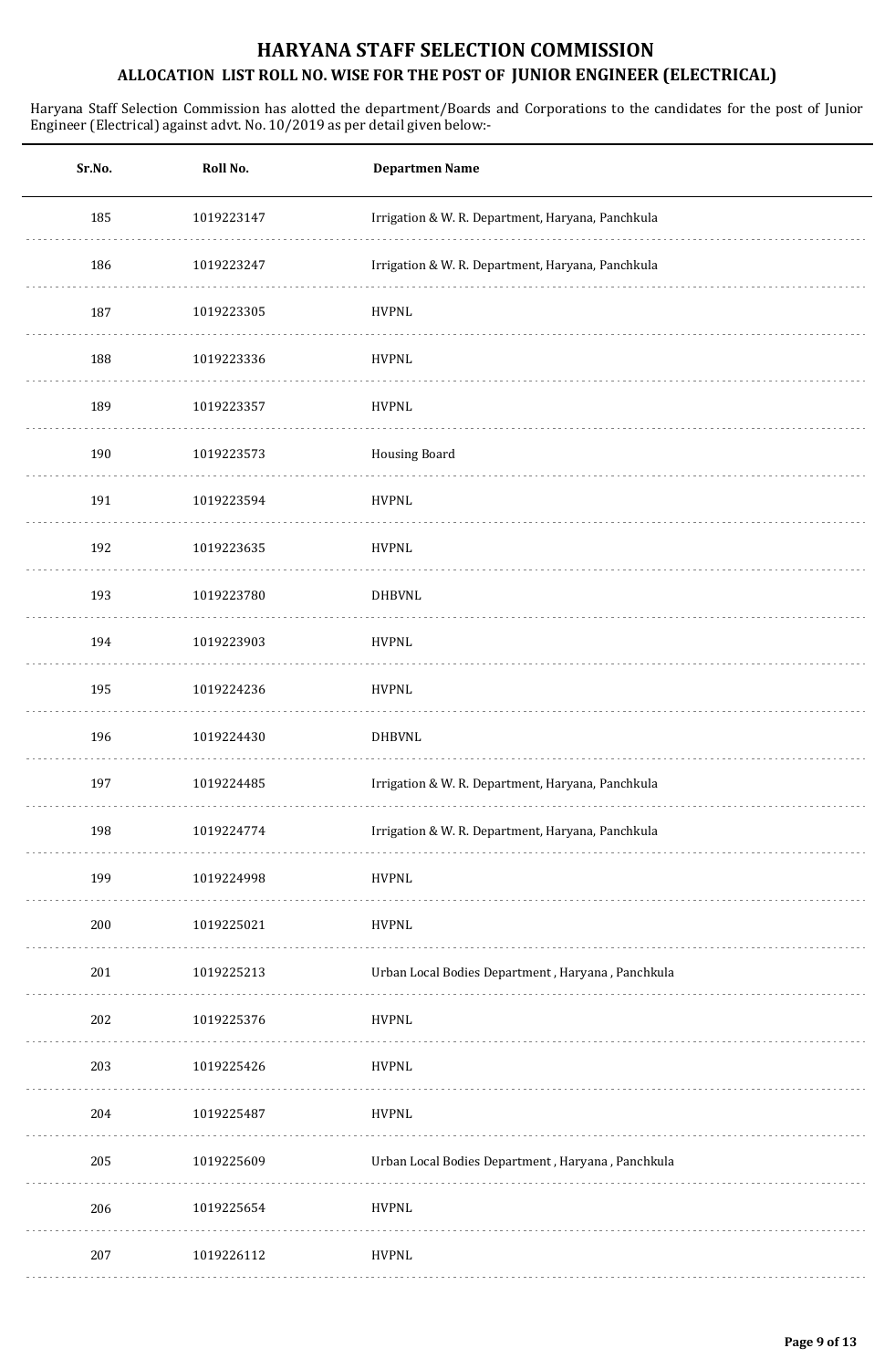# HARYANA STAFF SELECTION COMMISSION

## ALLOCATION LIST ROLL NO. WISE FOR THE POST OF JUNIOR ENGINEER (ELECTRICAL)

Haryana Staff Selection Commission has alotted the department/Boards and Corporations to the candidates for the post of Junior Engineer (Electrical) against advt. No. 10/2019 as per detail given below:-

| Sr.No. | Roll No. | Departmen Name |
|---|---|---|
| 185 | 1019223147 | Irrigation & W. R. Department, Haryana, Panchkula |
| 186 | 1019223247 | Irrigation & W. R. Department, Haryana, Panchkula |
| 187 | 1019223305 | HVPNL |
| 188 | 1019223336 | HVPNL |
| 189 | 1019223357 | HVPNL |
| 190 | 1019223573 | Housing Board |
| 191 | 1019223594 | HVPNL |
| 192 | 1019223635 | HVPNL |
| 193 | 1019223780 | DHBVNL |
| 194 | 1019223903 | HVPNL |
| 195 | 1019224236 | HVPNL |
| 196 | 1019224430 | DHBVNL |
| 197 | 1019224485 | Irrigation & W. R. Department, Haryana, Panchkula |
| 198 | 1019224774 | Irrigation & W. R. Department, Haryana, Panchkula |
| 199 | 1019224998 | HVPNL |
| 200 | 1019225021 | HVPNL |
| 201 | 1019225213 | Urban Local Bodies Department , Haryana , Panchkula |
| 202 | 1019225376 | HVPNL |
| 203 | 1019225426 | HVPNL |
| 204 | 1019225487 | HVPNL |
| 205 | 1019225609 | Urban Local Bodies Department , Haryana , Panchkula |
| 206 | 1019225654 | HVPNL |
| 207 | 1019226112 | HVPNL |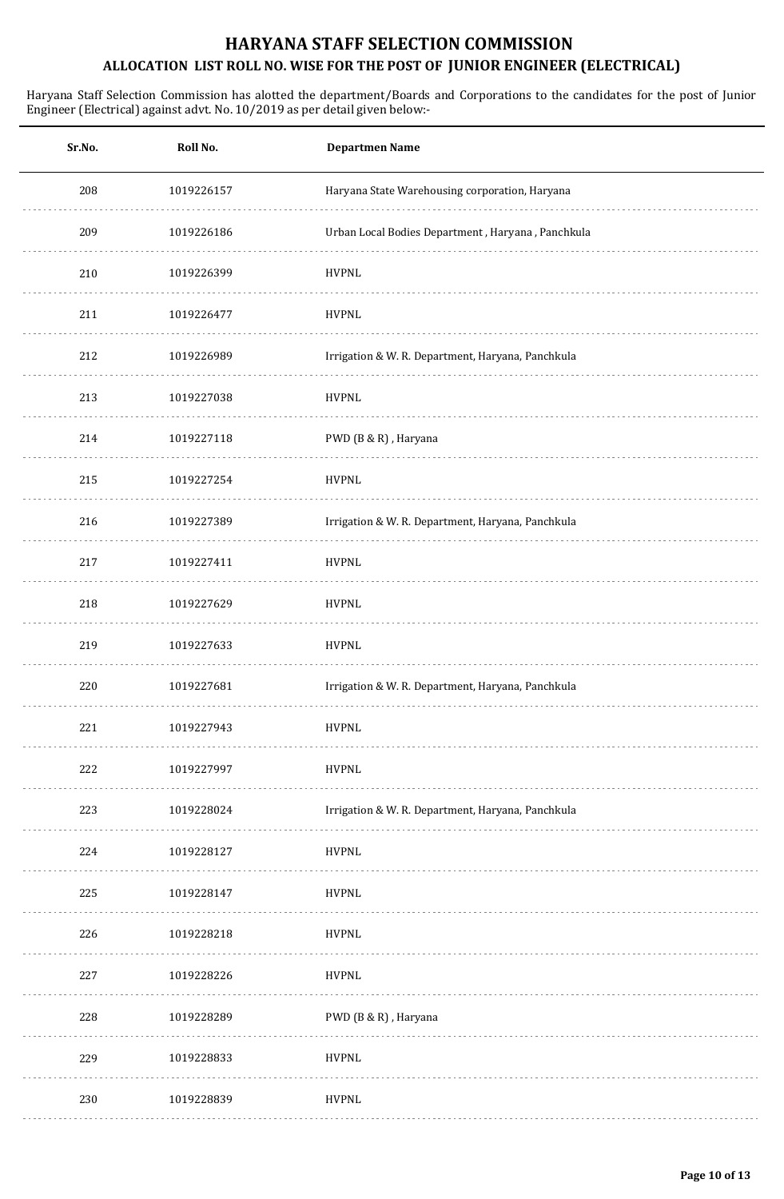# HARYANA STAFF SELECTION COMMISSION

## ALLOCATION LIST ROLL NO. WISE FOR THE POST OF JUNIOR ENGINEER (ELECTRICAL)

Haryana Staff Selection Commission has alotted the department/Boards and Corporations to the candidates for the post of Junior Engineer (Electrical) against advt. No. 10/2019 as per detail given below:-

| Sr.No. | Roll No. | Departmen Name |
|---|---|---|
| 208 | 1019226157 | Haryana State Warehousing corporation, Haryana |
| 209 | 1019226186 | Urban Local Bodies Department , Haryana , Panchkula |
| 210 | 1019226399 | HVPNL |
| 211 | 1019226477 | HVPNL |
| 212 | 1019226989 | Irrigation & W. R. Department, Haryana, Panchkula |
| 213 | 1019227038 | HVPNL |
| 214 | 1019227118 | PWD (B & R) , Haryana |
| 215 | 1019227254 | HVPNL |
| 216 | 1019227389 | Irrigation & W. R. Department, Haryana, Panchkula |
| 217 | 1019227411 | HVPNL |
| 218 | 1019227629 | HVPNL |
| 219 | 1019227633 | HVPNL |
| 220 | 1019227681 | Irrigation & W. R. Department, Haryana, Panchkula |
| 221 | 1019227943 | HVPNL |
| 222 | 1019227997 | HVPNL |
| 223 | 1019228024 | Irrigation & W. R. Department, Haryana, Panchkula |
| 224 | 1019228127 | HVPNL |
| 225 | 1019228147 | HVPNL |
| 226 | 1019228218 | HVPNL |
| 227 | 1019228226 | HVPNL |
| 228 | 1019228289 | PWD (B & R) , Haryana |
| 229 | 1019228833 | HVPNL |
| 230 | 1019228839 | HVPNL |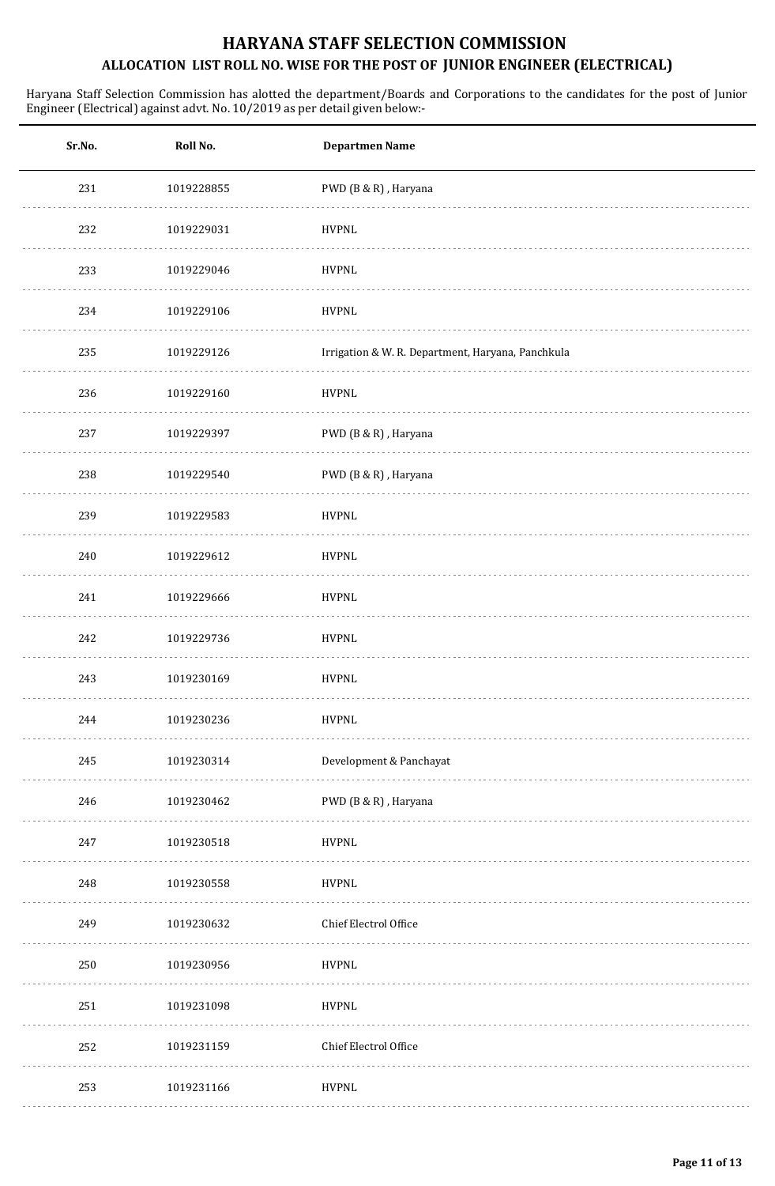# HARYANA STAFF SELECTION COMMISSION

## ALLOCATION LIST ROLL NO. WISE FOR THE POST OF JUNIOR ENGINEER (ELECTRICAL)

Haryana Staff Selection Commission has alotted the department/Boards and Corporations to the candidates for the post of Junior Engineer (Electrical) against advt. No. 10/2019 as per detail given below:-

| Sr.No. | Roll No. | Departmen Name |
|---|---|---|
| 231 | 1019228855 | PWD (B & R) , Haryana |
| 232 | 1019229031 | HVPNL |
| 233 | 1019229046 | HVPNL |
| 234 | 1019229106 | HVPNL |
| 235 | 1019229126 | Irrigation & W. R. Department, Haryana, Panchkula |
| 236 | 1019229160 | HVPNL |
| 237 | 1019229397 | PWD (B & R) , Haryana |
| 238 | 1019229540 | PWD (B & R) , Haryana |
| 239 | 1019229583 | HVPNL |
| 240 | 1019229612 | HVPNL |
| 241 | 1019229666 | HVPNL |
| 242 | 1019229736 | HVPNL |
| 243 | 1019230169 | HVPNL |
| 244 | 1019230236 | HVPNL |
| 245 | 1019230314 | Development & Panchayat |
| 246 | 1019230462 | PWD (B & R) , Haryana |
| 247 | 1019230518 | HVPNL |
| 248 | 1019230558 | HVPNL |
| 249 | 1019230632 | Chief Electrol Office |
| 250 | 1019230956 | HVPNL |
| 251 | 1019231098 | HVPNL |
| 252 | 1019231159 | Chief Electrol Office |
| 253 | 1019231166 | HVPNL |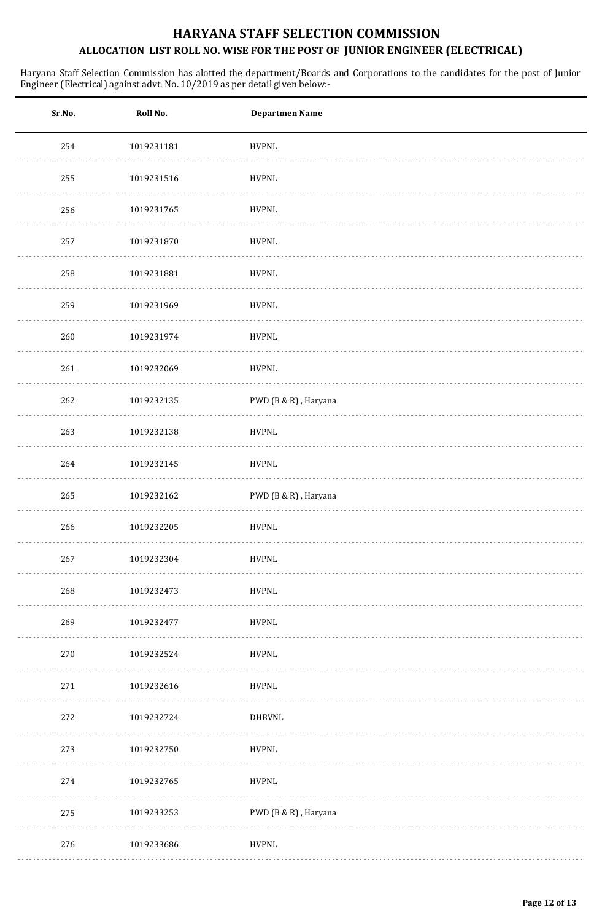# HARYANA STAFF SELECTION COMMISSION

## ALLOCATION LIST ROLL NO. WISE FOR THE POST OF JUNIOR ENGINEER (ELECTRICAL)

Haryana Staff Selection Commission has alotted the department/Boards and Corporations to the candidates for the post of Junior Engineer (Electrical) against advt. No. 10/2019 as per detail given below:-

| Sr.No. | Roll No. | Departmen Name |
|---|---|---|
| 254 | 1019231181 | HVPNL |
| 255 | 1019231516 | HVPNL |
| 256 | 1019231765 | HVPNL |
| 257 | 1019231870 | HVPNL |
| 258 | 1019231881 | HVPNL |
| 259 | 1019231969 | HVPNL |
| 260 | 1019231974 | HVPNL |
| 261 | 1019232069 | HVPNL |
| 262 | 1019232135 | PWD (B & R) , Haryana |
| 263 | 1019232138 | HVPNL |
| 264 | 1019232145 | HVPNL |
| 265 | 1019232162 | PWD (B & R) , Haryana |
| 266 | 1019232205 | HVPNL |
| 267 | 1019232304 | HVPNL |
| 268 | 1019232473 | HVPNL |
| 269 | 1019232477 | HVPNL |
| 270 | 1019232524 | HVPNL |
| 271 | 1019232616 | HVPNL |
| 272 | 1019232724 | DHBVNL |
| 273 | 1019232750 | HVPNL |
| 274 | 1019232765 | HVPNL |
| 275 | 1019233253 | PWD (B & R) , Haryana |
| 276 | 1019233686 | HVPNL |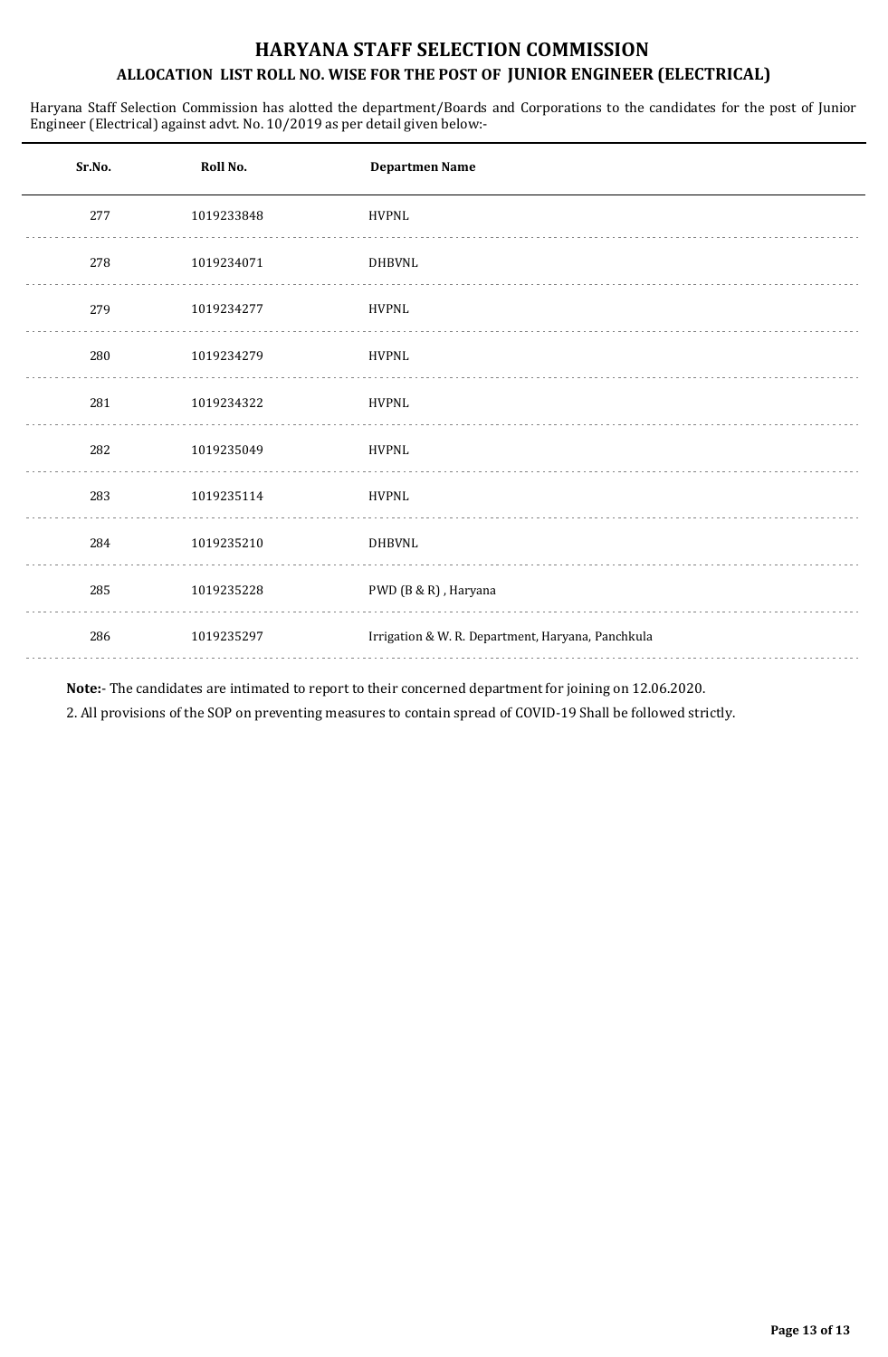# HARYANA STAFF SELECTION COMMISSION

## ALLOCATION LIST ROLL NO. WISE FOR THE POST OF JUNIOR ENGINEER (ELECTRICAL)

Haryana Staff Selection Commission has alotted the department/Boards and Corporations to the candidates for the post of Junior Engineer (Electrical) against advt. No. 10/2019 as per detail given below:-

| Sr.No. | Roll No. | Departmen Name |
|---|---|---|
| 277 | 1019233848 | HVPNL |
| 278 | 1019234071 | DHBVNL |
| 279 | 1019234277 | HVPNL |
| 280 | 1019234279 | HVPNL |
| 281 | 1019234322 | HVPNL |
| 282 | 1019235049 | HVPNL |
| 283 | 1019235114 | HVPNL |
| 284 | 1019235210 | DHBVNL |
| 285 | 1019235228 | PWD (B & R) , Haryana |
| 286 | 1019235297 | Irrigation & W. R. Department, Haryana, Panchkula |

**Note:-** The candidates are intimated to report to their concerned department for joining on 12.06.2020.

2. All provisions of the SOP on preventing measures to contain spread of COVID-19 Shall be followed strictly.